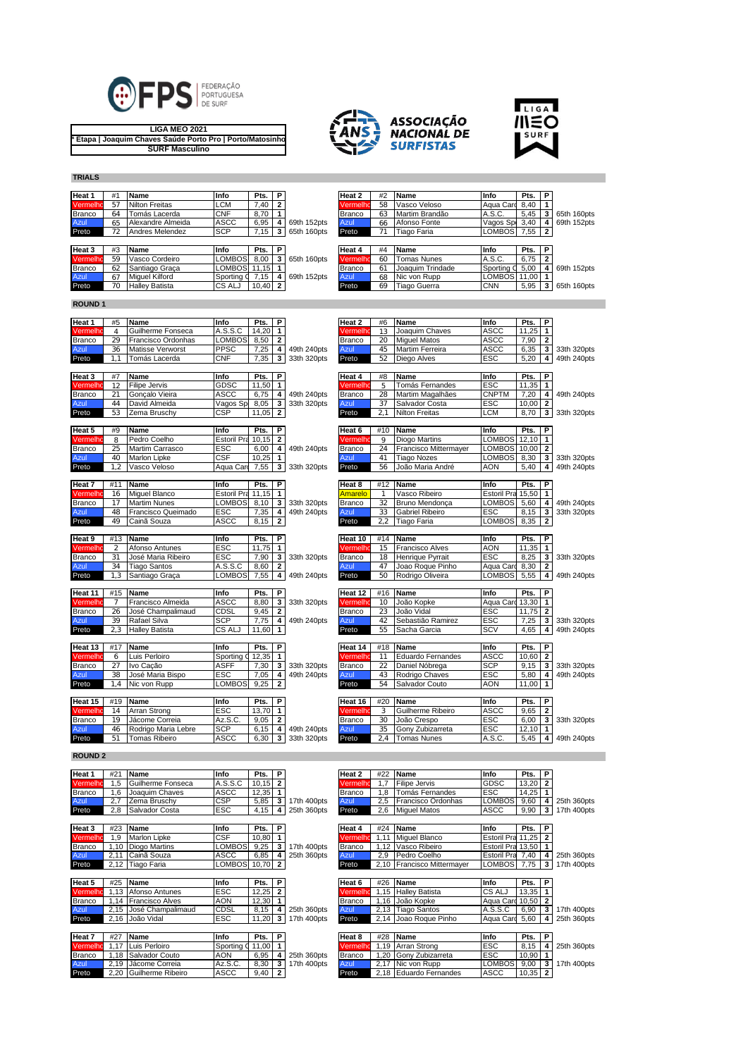FEDERAÇÃO PORTUGUESA DE SURF

**LIGA MEO 2021**
**Etapa | Joaquim Chaves Saúde Porto Pro | Porto/Matosinhos**
**SURF Masculino**

ASSOCIAÇÃO NACIONAL DE SURFISTAS

LIGA MEO SURF

## TRIALS

| Heat 1 | #1 | Name | Info | Pts. | P | |
|---|---|---|---|---|---|---|
| Vermelho | 57 | Nilton Freitas | LCM | 7,40 | 2 | |
| Branco | 64 | Tomás Lacerda | CNF | 8,70 | 1 | |
| Azul | 65 | Alexandre Almeida | ASCC | 6,95 | 4 | 69th 152pts |
| Preto | 72 | Andres Melendez | SCP | 7,15 | 3 | 65th 160pts |

| Heat 2 | #2 | Name | Info | Pts. | P | |
|---|---|---|---|---|---|---|
| Vermelho | 58 | Vasco Veloso | Aqua Card | 8,40 | 1 | |
| Branco | 63 | Martim Brandão | A.S.C. | 5,45 | 3 | 65th 160pts |
| Azul | 66 | Afonso Fonte | Vagos Sp | 3,40 | 4 | 69th 152pts |
| Preto | 71 | Tiago Faria | LOMBOS | 7,55 | 2 | |

| Heat 3 | #3 | Name | Info | Pts. | P | |
|---|---|---|---|---|---|---|
| Vermelho | 59 | Vasco Cordeiro | LOMBOS | 8,00 | 3 | 65th 160pts |
| Branco | 62 | Santiago Graça | LOMBOS | 11,15 | 1 | |
| Azul | 67 | Miguel Kilford | Sporting C | 7,15 | 4 | 69th 152pts |
| Preto | 70 | Halley Batista | CS ALJ | 10,40 | 2 | |

| Heat 4 | #4 | Name | Info | Pts. | P | |
|---|---|---|---|---|---|---|
| Vermelho | 60 | Tomas Nunes | A.S.C. | 6,75 | 2 | |
| Branco | 61 | Joaquim Trindade | Sporting C | 5,00 | 4 | 69th 152pts |
| Azul | 68 | Nic von Rupp | LOMBOS | 11,00 | 1 | |
| Preto | 69 | Tiago Guerra | CNN | 5,95 | 3 | 65th 160pts |

## ROUND 1

| Heat 1 | #5 | Name | Info | Pts. | P | |
|---|---|---|---|---|---|---|
| Vermelho | 4 | Guilherme Fonseca | A.S.S.C | 14,20 | 1 | |
| Branco | 29 | Francisco Ordonhas | LOMBOS | 8,50 | 2 | |
| Azul | 36 | Matisse Verworst | PPSC | 7,25 | 4 | 49th 240pts |
| Preto | 1,1 | Tomás Lacerda | CNF | 7,35 | 3 | 33th 320pts |

| Heat 2 | #6 | Name | Info | Pts. | P | |
|---|---|---|---|---|---|---|
| Vermelho | 13 | Joaquim Chaves | ASCC | 11,25 | 1 | |
| Branco | 20 | Miguel Matos | ASCC | 7,90 | 2 | |
| Azul | 45 | Martim Ferreira | ASCC | 6,35 | 3 | 33th 320pts |
| Preto | 52 | Diego Alves | ESC | 5,20 | 4 | 49th 240pts |

| Heat 3 | #7 | Name | Info | Pts. | P | |
|---|---|---|---|---|---|---|
| Vermelho | 12 | Filipe Jervis | GDSC | 11,50 | 1 | |
| Branco | 21 | Gonçalo Vieira | ASCC | 6,75 | 4 | 49th 240pts |
| Azul | 44 | David Almeida | Vagos Sp | 8,05 | 3 | 33th 320pts |
| Preto | 53 | Zema Bruschy | CSP | 11,05 | 2 | |

| Heat 4 | #8 | Name | Info | Pts. | P | |
|---|---|---|---|---|---|---|
| Vermelho | 5 | Tomás Fernandes | ESC | 11,35 | 1 | |
| Branco | 28 | Martim Magalhães | CNPTM | 7,20 | 4 | 49th 240pts |
| Azul | 37 | Salvador Costa | ESC | 10,00 | 2 | |
| Preto | 2,1 | Nilton Freitas | LCM | 8,70 | 3 | 33th 320pts |

| Heat 5 | #9 | Name | Info | Pts. | P | |
|---|---|---|---|---|---|---|
| Vermelho | 8 | Pedro Coelho | Estoril Pra | 10,15 | 2 | |
| Branco | 25 | Martim Carrasco | ESC | 6,00 | 4 | 49th 240pts |
| Azul | 40 | Marlon Lipke | CSF | 10,25 | 1 | |
| Preto | 1,2 | Vasco Veloso | Aqua Card | 7,55 | 3 | 33th 320pts |

| Heat 6 | #10 | Name | Info | Pts. | P | |
|---|---|---|---|---|---|---|
| Vermelho | 9 | Diogo Martins | LOMBOS | 12,10 | 1 | |
| Branco | 24 | Francisco Mittermayer | LOMBOS | 10,00 | 2 | |
| Azul | 41 | Tiago Nozes | LOMBOS | 8,30 | 3 | 33th 320pts |
| Preto | 56 | João Maria André | AON | 5,40 | 4 | 49th 240pts |

| Heat 7 | #11 | Name | Info | Pts. | P | |
|---|---|---|---|---|---|---|
| Vermelho | 16 | Miguel Blanco | Estoril Pra | 11,15 | 1 | |
| Branco | 17 | Martim Nunes | LOMBOS | 8,10 | 3 | 33th 320pts |
| Azul | 48 | Francisco Queimado | ESC | 7,35 | 4 | 49th 240pts |
| Preto | 49 | Cainã Souza | ASCC | 8,15 | 2 | |

| Heat 8 | #12 | Name | Info | Pts. | P | |
|---|---|---|---|---|---|---|
| Amarelo | 1 | Vasco Ribeiro | Estoril Pra | 15,50 | 1 | |
| Branco | 32 | Bruno Mendonça | LOMBOS | 5,60 | 4 | 49th 240pts |
| Azul | 33 | Gabriel Ribeiro | ESC | 8,15 | 3 | 33th 320pts |
| Preto | 2,2 | Tiago Faria | LOMBOS | 8,35 | 2 | |

| Heat 9 | #13 | Name | Info | Pts. | P | |
|---|---|---|---|---|---|---|
| Vermelho | 2 | Afonso Antunes | ESC | 11,75 | 1 | |
| Branco | 31 | José Maria Ribeiro | ESC | 7,90 | 3 | 33th 320pts |
| Azul | 34 | Tiago Santos | A.S.S.C | 8,60 | 2 | |
| Preto | 1,3 | Santiago Graça | LOMBOS | 7,55 | 4 | 49th 240pts |

| Heat 10 | #14 | Name | Info | Pts. | P | |
|---|---|---|---|---|---|---|
| Vermelho | 15 | Francisco Alves | AON | 11,35 | 1 | |
| Branco | 18 | Henrique Pyrrait | ESC | 8,25 | 3 | 33th 320pts |
| Azul | 47 | Joao Roque Pinho | Aqua Card | 8,30 | 2 | |
| Preto | 50 | Rodrigo Oliveira | LOMBOS | 5,55 | 4 | 49th 240pts |

| Heat 11 | #15 | Name | Info | Pts. | P | |
|---|---|---|---|---|---|---|
| Vermelho | 7 | Francisco Almeida | ASCC | 8,80 | 3 | 33th 320pts |
| Branco | 26 | José Champalimaud | CDSL | 9,45 | 2 | |
| Azul | 39 | Rafael Silva | SCP | 7,75 | 4 | 49th 240pts |
| Preto | 2,3 | Halley Batista | CS ALJ | 11,60 | 1 | |

| Heat 12 | #16 | Name | Info | Pts. | P | |
|---|---|---|---|---|---|---|
| Vermelho | 10 | João Kopke | Aqua Card | 13,30 | 1 | |
| Branco | 23 | João Vidal | ESC | 11,75 | 2 | |
| Azul | 42 | Sebastião Ramirez | ESC | 7,25 | 3 | 33th 320pts |
| Preto | 55 | Salvador Garcia | SCV | 4,65 | 4 | 49th 240pts |

| Heat 13 | #17 | Name | Info | Pts. | P | |
|---|---|---|---|---|---|---|
| Vermelho | 6 | Luis Perloiro | Sporting C | 12,35 | 1 | |
| Branco | 27 | Ivo Cação | ASFF | 7,30 | 3 | 33th 320pts |
| Azul | 38 | José Maria Bispo | ESC | 7,05 | 4 | 49th 240pts |
| Preto | 1,4 | Nic von Rupp | LOMBOS | 9,25 | 2 | |

| Heat 14 | #18 | Name | Info | Pts. | P | |
|---|---|---|---|---|---|---|
| Vermelho | 11 | Eduardo Fernandes | ASCC | 10,60 | 2 | |
| Branco | 22 | Daniel Nóbrega | SCP | 9,15 | 3 | 33th 320pts |
| Azul | 43 | Rodrigo Chaves | ESC | 5,80 | 4 | 49th 240pts |
| Preto | 54 | Salvador Couto | AON | 11,00 | 1 | |

| Heat 15 | #19 | Name | Info | Pts. | P | |
|---|---|---|---|---|---|---|
| Vermelho | 14 | Arran Strong | ESC | 13,70 | 1 | |
| Branco | 19 | Jácome Correia | Az.S.C. | 9,05 | 2 | |
| Azul | 46 | Rodrigo Maria Lebre | SCP | 6,15 | 4 | 49th 240pts |
| Preto | 51 | Tomas Ribeiro | ASCC | 6,30 | 3 | 33th 320pts |

| Heat 16 | #20 | Name | Info | Pts. | P | |
|---|---|---|---|---|---|---|
| Vermelho | 3 | Guilherme Ribeiro | ASCC | 9,65 | 2 | |
| Branco | 30 | João Crespo | ESC | 6,00 | 3 | 33th 320pts |
| Azul | 35 | Gony Zubizarreta | ESC | 12,10 | 1 | |
| Preto | 2,4 | Tomas Nunes | A.S.C. | 5,45 | 4 | 49th 240pts |

## ROUND 2

| Heat 1 | #21 | Name | Info | Pts. | P | |
|---|---|---|---|---|---|---|
| Vermelho | 1,5 | Guilherme Fonseca | A.S.S.C | 10,15 | 2 | |
| Branco | 1,6 | Joaquim Chaves | ASCC | 12,35 | 1 | |
| Azul | 2,7 | Zema Bruschy | CSP | 5,85 | 3 | 17th 400pts |
| Preto | 2,8 | Salvador Costa | ESC | 4,15 | 4 | 25th 360pts |

| Heat 2 | #22 | Name | Info | Pts. | P | |
|---|---|---|---|---|---|---|
| Vermelho | 1,7 | Filipe Jervis | GDSC | 13,20 | 2 | |
| Branco | 1,8 | Tomás Fernandes | ESC | 14,25 | 1 | |
| Azul | 2,5 | Francisco Ordonhas | LOMBOS | 9,60 | 4 | 25th 360pts |
| Preto | 2,6 | Miguel Matos | ASCC | 9,90 | 3 | 17th 400pts |

| Heat 3 | #23 | Name | Info | Pts. | P | |
|---|---|---|---|---|---|---|
| Vermelho | 1,9 | Marlon Lipke | CSF | 10,80 | 1 | |
| Branco | 1,10 | Diogo Martins | LOMBOS | 9,25 | 3 | 17th 400pts |
| Azul | 2,11 | Cainã Souza | ASCC | 6,85 | 4 | 25th 360pts |
| Preto | 2,12 | Tiago Faria | LOMBOS | 10,70 | 2 | |

| Heat 4 | #24 | Name | Info | Pts. | P | |
|---|---|---|---|---|---|---|
| Vermelho | 1,11 | Miguel Blanco | Estoril Pra | 11,25 | 2 | |
| Branco | 1,12 | Vasco Ribeiro | Estoril Pra | 13,50 | 1 | |
| Azul | 2,9 | Pedro Coelho | Estoril Pra | 7,40 | 4 | 25th 360pts |
| Preto | 2,10 | Francisco Mittermayer | LOMBOS | 7,75 | 3 | 17th 400pts |

| Heat 5 | #25 | Name | Info | Pts. | P | |
|---|---|---|---|---|---|---|
| Vermelho | 1,13 | Afonso Antunes | ESC | 12,25 | 2 | |
| Branco | 1,14 | Francisco Alves | AON | 12,30 | 1 | |
| Azul | 2,15 | José Champalimaud | CDSL | 8,15 | 4 | 25th 360pts |
| Preto | 2,16 | João Vidal | ESC | 11,20 | 3 | 17th 400pts |

| Heat 6 | #26 | Name | Info | Pts. | P | |
|---|---|---|---|---|---|---|
| Vermelho | 1,15 | Halley Batista | CS ALJ | 13,35 | 1 | |
| Branco | 1,16 | João Kopke | Aqua Card | 10,50 | 2 | |
| Azul | 2,13 | Tiago Santos | A.S.S.C | 6,90 | 3 | 17th 400pts |
| Preto | 2,14 | Joao Roque Pinho | Aqua Card | 5,60 | 4 | 25th 360pts |

| Heat 7 | #27 | Name | Info | Pts. | P | |
|---|---|---|---|---|---|---|
| Vermelho | 1,17 | Luis Perloiro | Sporting C | 11,00 | 1 | |
| Branco | 1,18 | Salvador Couto | AON | 6,95 | 4 | 25th 360pts |
| Azul | 2,19 | Jácome Correia | Az.S.C. | 8,30 | 3 | 17th 400pts |
| Preto | 2,20 | Guilherme Ribeiro | ASCC | 9,40 | 2 | |

| Heat 8 | #28 | Name | Info | Pts. | P | |
|---|---|---|---|---|---|---|
| Vermelho | 1,19 | Arran Strong | ESC | 8,15 | 4 | 25th 360pts |
| Branco | 1,20 | Gony Zubizarreta | ESC | 10,90 | 1 | |
| Azul | 2,17 | Nic von Rupp | LOMBOS | 9,00 | 3 | 17th 400pts |
| Preto | 2,18 | Eduardo Fernandes | ASCC | 10,35 | 2 | |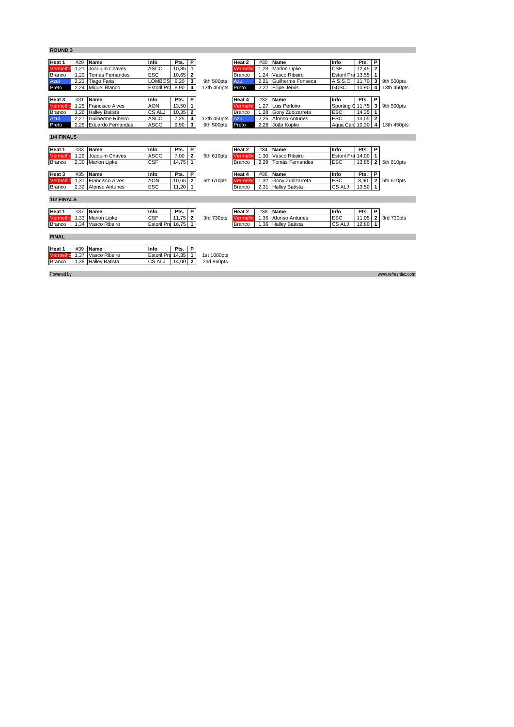## ROUND 3

| Heat 1 | #29 | Name | Info | Pts. | P | |
|---|---|---|---|---|---|---|
| Vermelho | 1,21 | Joaquim Chaves | ASCC | 10,85 | 1 | |
| Branco | 1,22 | Tomás Fernandes | ESC | 10,65 | 2 | |
| Azul | 2,23 | Tiago Faria | LOMBOS | 9,20 | 3 | 9th 500pts |
| Preto | 2,24 | Miguel Blanco | Estoril Pra | 8,90 | 4 | 13th 450pts |

| Heat 2 | #30 | Name | Info | Pts. | P | |
|---|---|---|---|---|---|---|
| Vermelho | 1,23 | Marlon Lipke | CSF | 12,45 | 2 | |
| Branco | 1,24 | Vasco Ribeiro | Estoril Pra | 13,55 | 1 | |
| Azul | 2,21 | Guilherme Fonseca | A.S.S.C | 11,70 | 3 | 9th 500pts |
| Preto | 2,22 | Filipe Jervis | GDSC | 10,90 | 4 | 13th 450pts |

| Heat 3 | #31 | Name | Info | Pts. | P | |
|---|---|---|---|---|---|---|
| Vermelho | 1,25 | Francisco Alves | AON | 13,50 | 1 | |
| Branco | 1,26 | Halley Batista | CS ALJ | 10,35 | 2 | |
| Azul | 2,27 | Guilherme Ribeiro | ASCC | 7,25 | 4 | 13th 450pts |
| Preto | 2,28 | Eduardo Fernandes | ASCC | 9,90 | 3 | 9th 500pts |

| Heat 4 | #32 | Name | Info | Pts. | P | |
|---|---|---|---|---|---|---|
| Vermelho | 1,27 | Luis Perloiro | Sporting C | 11,75 | 3 | 9th 500pts |
| Branco | 1,28 | Gony Zubizarreta | ESC | 14,35 | 1 | |
| Azul | 2,25 | Afonso Antunes | ESC | 13,05 | 2 | |
| Preto | 2,26 | João Kopke | Aqua Card | 10,30 | 4 | 13th 450pts |

## 1/4 FINALS

| Heat 1 | #33 | Name | Info | Pts. | P | |
|---|---|---|---|---|---|---|
| Vermelho | 1,29 | Joaquim Chaves | ASCC | 7,00 | 2 | 5th 610pts |
| Branco | 2,30 | Marlon Lipke | CSF | 14,75 | 1 | |

| Heat 2 | #34 | Name | Info | Pts. | P | |
|---|---|---|---|---|---|---|
| Vermelho | 1,30 | Vasco Ribeiro | Estoril Pra | 14,00 | 1 | |
| Branco | 2,29 | Tomás Fernandes | ESC | 13,85 | 2 | 5th 610pts |

| Heat 3 | #35 | Name | Info | Pts. | P | |
|---|---|---|---|---|---|---|
| Vermelho | 1,31 | Francisco Alves | AON | 10,65 | 2 | 5th 610pts |
| Branco | 2,32 | Afonso Antunes | ESC | 11,20 | 1 | |

| Heat 4 | #36 | Name | Info | Pts. | P | |
|---|---|---|---|---|---|---|
| Vermelho | 1,32 | Gony Zubizarreta | ESC | 8,90 | 2 | 5th 610pts |
| Branco | 2,31 | Halley Batista | CS ALJ | 13,50 | 1 | |

## 1/2 FINALS

| Heat 1 | #37 | Name | Info | Pts. | P | |
|---|---|---|---|---|---|---|
| Vermelho | 1,33 | Marlon Lipke | CSF | 11,75 | 2 | 3rd 730pts |
| Branco | 1,34 | Vasco Ribeiro | Estoril Pra | 16,75 | 1 | |

| Heat 2 | #38 | Name | Info | Pts. | P | |
|---|---|---|---|---|---|---|
| Vermelho | 1,35 | Afonso Antunes | ESC | 11,05 | 2 | 3rd 730pts |
| Branco | 1,36 | Halley Batista | CS ALJ | 12,80 | 1 | |

## FINAL

| Heat 1 | #39 | Name | Info | Pts. | P | |
|---|---|---|---|---|---|---|
| Vermelho | 1,37 | Vasco Ribeiro | Estoril Pra | 14,35 | 1 | 1st 1000pts |
| Branco | 1,38 | Halley Batista | CS ALJ | 14,00 | 2 | 2nd 860pts |

Powered by www.refreshtec.com